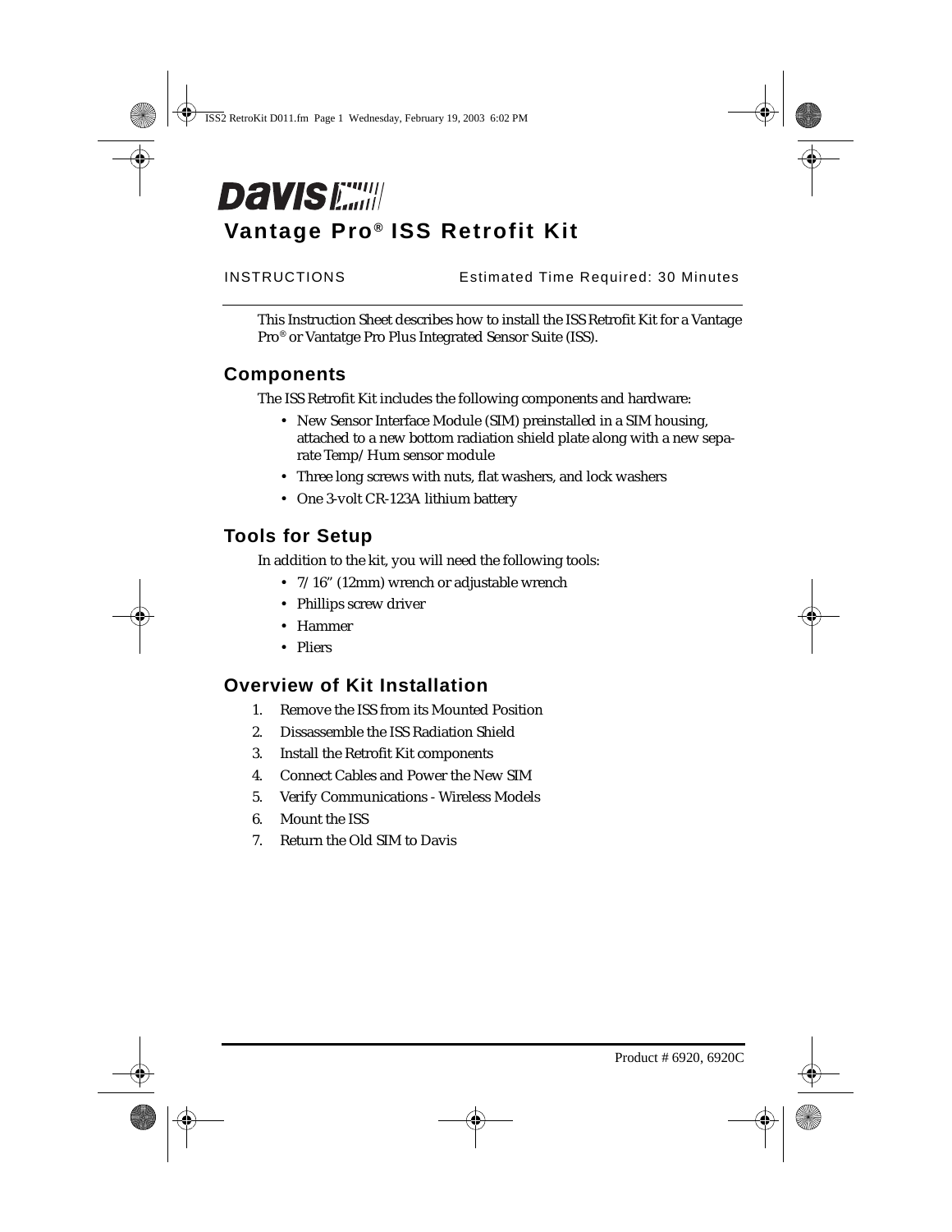# Vantage Pro® ISS Retrofit Kit

INSTRUCTIONS Estimated Time Required: 30 Minutes

This Instruction Sheet describes how to install the ISS Retrofit Kit for a Vantage Pro® or Vantatge Pro Plus Integrated Sensor Suite (ISS).

## Components

The ISS Retrofit Kit includes the following components and hardware:

- New Sensor Interface Module (SIM) preinstalled in a SIM housing, attached to a new bottom radiation shield plate along with a new separate Temp/Hum sensor module
- Three long screws with nuts, flat washers, and lock washers
- One 3-volt CR-123A lithium battery

## Tools for Setup

In addition to the kit, you will need the following tools:

- 7/16" (12mm) wrench or adjustable wrench
- Phillips screw driver
- Hammer
- Pliers

## Overview of Kit Installation

1. Remove the ISS from its Mounted Position
2. Dissassemble the ISS Radiation Shield
3. Install the Retrofit Kit components
4. Connect Cables and Power the New SIM
5. Verify Communications - Wireless Models
6. Mount the ISS
7. Return the Old SIM to Davis

Product # 6920, 6920C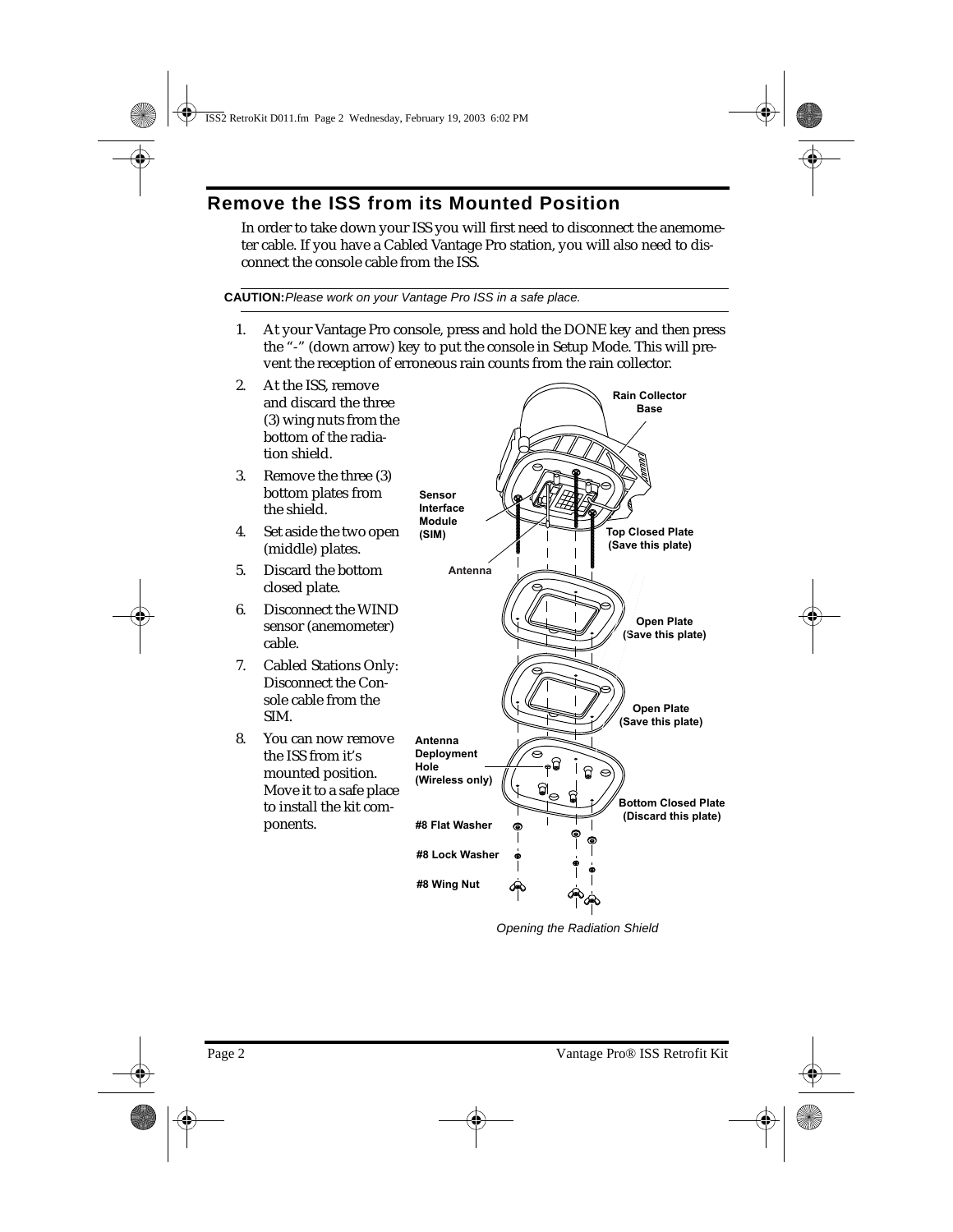## Remove the ISS from its Mounted Position

In order to take down your ISS you will first need to disconnect the anemometer cable. If you have a Cabled Vantage Pro station, you will also need to disconnect the console cable from the ISS.

**CAUTION:** *Please work on your Vantage Pro ISS in a safe place.*

1. At your Vantage Pro console, press and hold the DONE key and then press the "-" (down arrow) key to put the console in Setup Mode. This will prevent the reception of erroneous rain counts from the rain collector.
2. At the ISS, remove and discard the three (3) wing nuts from the bottom of the radiation shield.
3. Remove the three (3) bottom plates from the shield.
4. Set aside the two open (middle) plates.
5. Discard the bottom closed plate.
6. Disconnect the WIND sensor (anemometer) cable.
7. Cabled Stations Only: Disconnect the Console cable from the SIM.
8. You can now remove the ISS from it's mounted position. Move it to a safe place to install the kit components.

*Opening the Radiation Shield*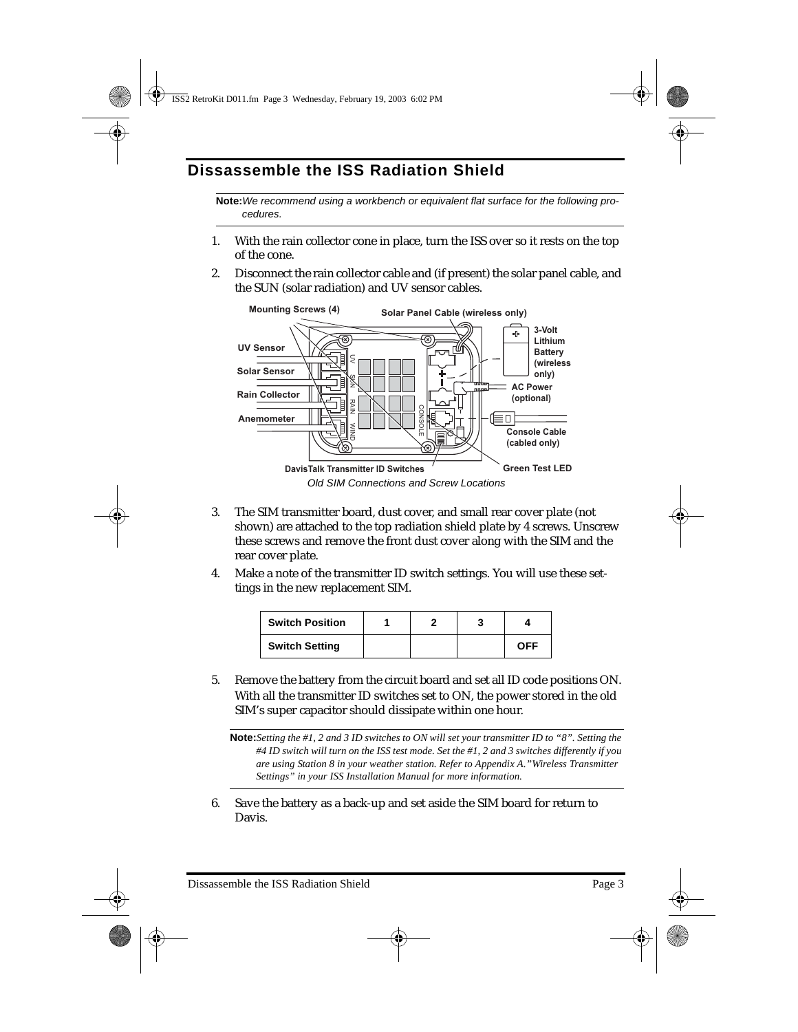## Dissassemble the ISS Radiation Shield

**Note:** *We recommend using a workbench or equivalent flat surface for the following procedures.*

1. With the rain collector cone in place, turn the ISS over so it rests on the top of the cone.
2. Disconnect the rain collector cable and (if present) the solar panel cable, and the SUN (solar radiation) and UV sensor cables.

*Old SIM Connections and Screw Locations*

3. The SIM transmitter board, dust cover, and small rear cover plate (not shown) are attached to the top radiation shield plate by 4 screws. Unscrew these screws and remove the front dust cover along with the SIM and the rear cover plate.
4. Make a note of the transmitter ID switch settings. You will use these settings in the new replacement SIM.

| Switch Position | 1 | 2 | 3 | 4 |
|---|---|---|---|---|
| Switch Setting | | | | OFF |

5. Remove the battery from the circuit board and set all ID code positions ON. With all the transmitter ID switches set to ON, the power stored in the old SIM's super capacitor should dissipate within one hour.

**Note:** *Setting the #1, 2 and 3 ID switches to ON will set your transmitter ID to "8". Setting the #4 ID switch will turn on the ISS test mode. Set the #1, 2 and 3 switches differently if you are using Station 8 in your weather station. Refer to Appendix A."Wireless Transmitter Settings" in your ISS Installation Manual for more information.*

6. Save the battery as a back-up and set aside the SIM board for return to Davis.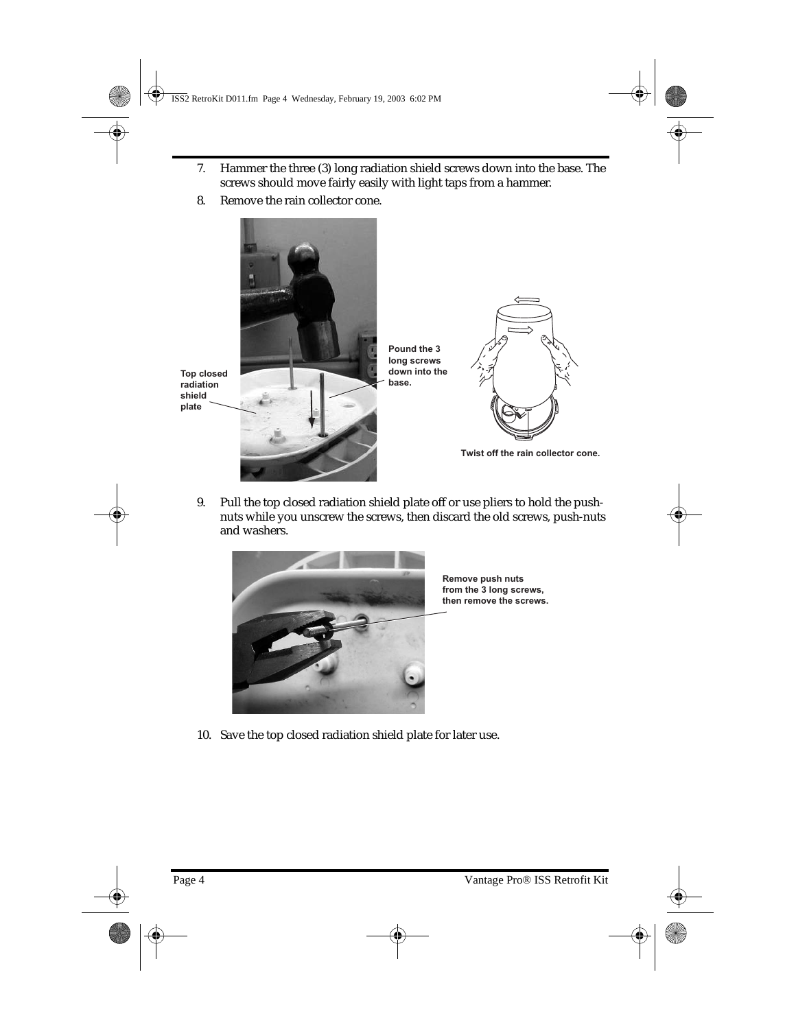7. Hammer the three (3) long radiation shield screws down into the base. The screws should move fairly easily with light taps from a hammer.
8. Remove the rain collector cone.

Top closed radiation shield plate

Pound the 3 long screws down into the base.

Twist off the rain collector cone.

9. Pull the top closed radiation shield plate off or use pliers to hold the push-nuts while you unscrew the screws, then discard the old screws, push-nuts and washers.

Remove push nuts from the 3 long screws, then remove the screws.

10. Save the top closed radiation shield plate for later use.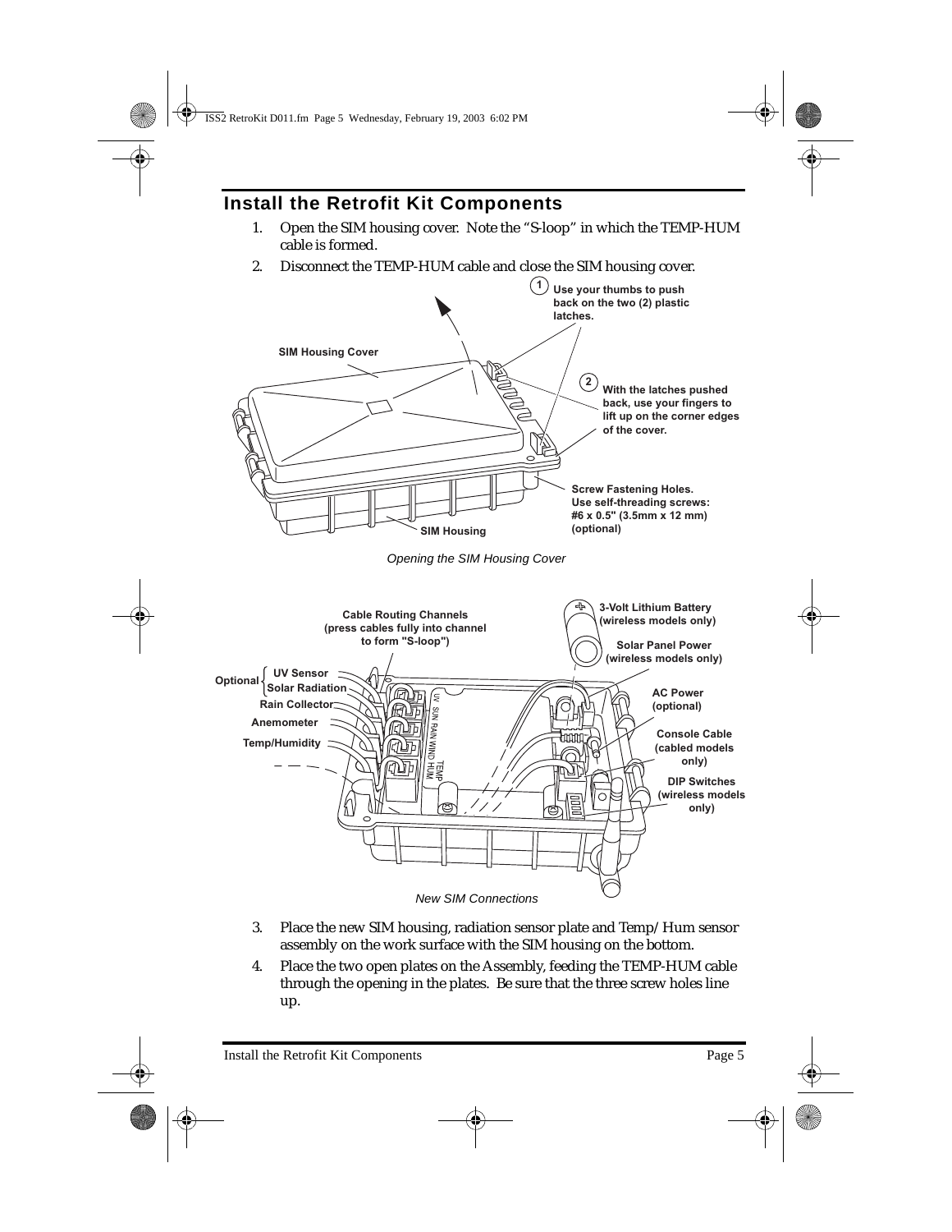## Install the Retrofit Kit Components

1. Open the SIM housing cover. Note the "S-loop" in which the TEMP-HUM cable is formed.
2. Disconnect the TEMP-HUM cable and close the SIM housing cover.

*Opening the SIM Housing Cover*

*New SIM Connections*

3. Place the new SIM housing, radiation sensor plate and Temp/Hum sensor assembly on the work surface with the SIM housing on the bottom.
4. Place the two open plates on the Assembly, feeding the TEMP-HUM cable through the opening in the plates. Be sure that the three screw holes line up.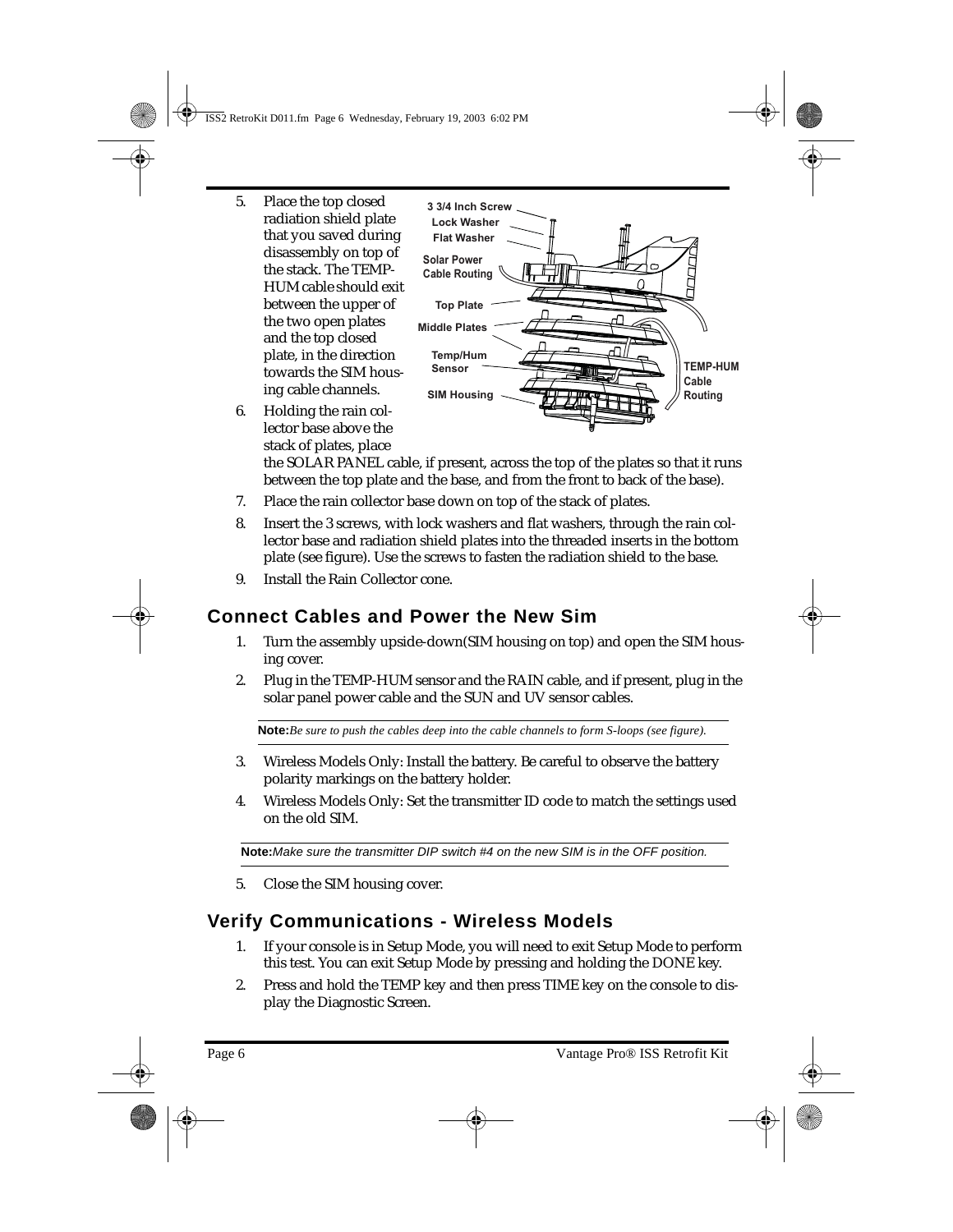5. Place the top closed radiation shield plate that you saved during disassembly on top of the stack. The TEMP-HUM cable should exit between the upper of the two open plates and the top closed plate, in the direction towards the SIM housing cable channels.
6. Holding the rain collector base above the stack of plates, place the SOLAR PANEL cable, if present, across the top of the plates so that it runs between the top plate and the base, and from the front to back of the base).
7. Place the rain collector base down on top of the stack of plates.
8. Insert the 3 screws, with lock washers and flat washers, through the rain collector base and radiation shield plates into the threaded inserts in the bottom plate (see figure). Use the screws to fasten the radiation shield to the base.
9. Install the Rain Collector cone.

## Connect Cables and Power the New Sim

1. Turn the assembly upside-down(SIM housing on top) and open the SIM housing cover.
2. Plug in the TEMP-HUM sensor and the RAIN cable, and if present, plug in the solar panel power cable and the SUN and UV sensor cables.

**Note:** *Be sure to push the cables deep into the cable channels to form S-loops (see figure).*

3. Wireless Models Only: Install the battery. Be careful to observe the battery polarity markings on the battery holder.
4. Wireless Models Only: Set the transmitter ID code to match the settings used on the old SIM.

**Note:** *Make sure the transmitter DIP switch #4 on the new SIM is in the OFF position.*

5. Close the SIM housing cover.

## Verify Communications - Wireless Models

1. If your console is in Setup Mode, you will need to exit Setup Mode to perform this test. You can exit Setup Mode by pressing and holding the DONE key.
2. Press and hold the TEMP key and then press TIME key on the console to display the Diagnostic Screen.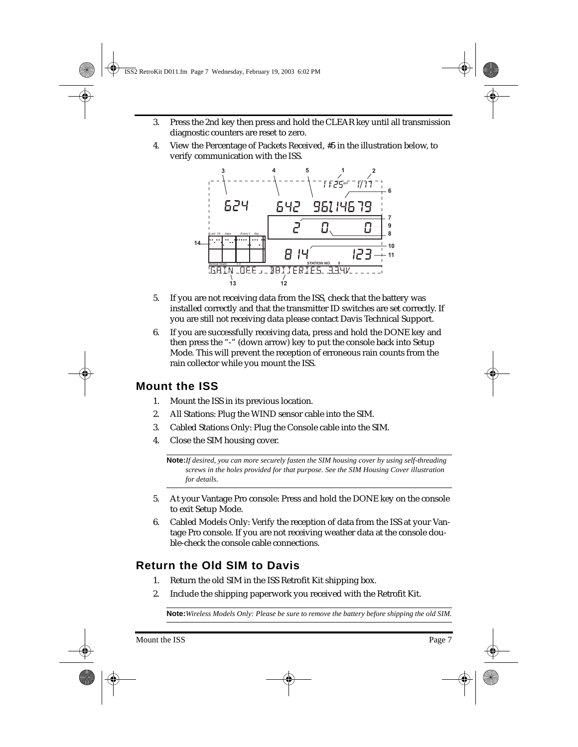3. Press the 2nd key then press and hold the CLEAR key until all transmission diagnostic counters are reset to zero.
4. View the Percentage of Packets Received, #5 in the illustration below, to verify communication with the ISS.

5. If you are not receiving data from the ISS, check that the battery was installed correctly and that the transmitter ID switches are set correctly. If you are still not receiving data please contact Davis Technical Support.
6. If you are successfully receiving data, press and hold the DONE key and then press the "-" (down arrow) key to put the console back into Setup Mode. This will prevent the reception of erroneous rain counts from the rain collector while you mount the ISS.

## Mount the ISS

1. Mount the ISS in its previous location.
2. All Stations: Plug the WIND sensor cable into the SIM.
3. Cabled Stations Only: Plug the Console cable into the SIM.
4. Close the SIM housing cover.

**Note:** *If desired, you can more securely fasten the SIM housing cover by using self-threading screws in the holes provided for that purpose. See the SIM Housing Cover illustration for details.*

5. At your Vantage Pro console: Press and hold the DONE key on the console to exit Setup Mode.
6. Cabled Models Only: Verify the reception of data from the ISS at your Vantage Pro console. If you are not receiving weather data at the console double-check the console cable connections.

## Return the Old SIM to Davis

1. Return the old SIM in the ISS Retrofit Kit shipping box.
2. Include the shipping paperwork you received with the Retrofit Kit.

**Note:** *Wireless Models Only: Please be sure to remove the battery before shipping the old SIM.*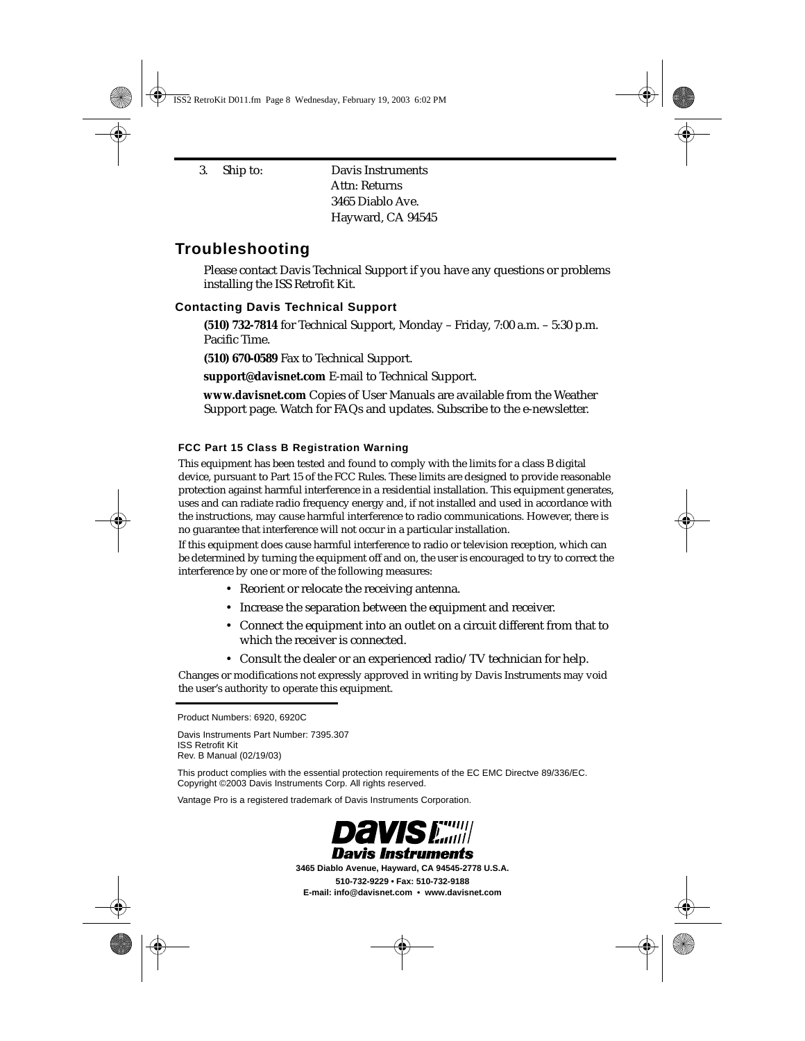3. Ship to: Davis Instruments
Attn: Returns
3465 Diablo Ave.
Hayward, CA 94545

## Troubleshooting

Please contact Davis Technical Support if you have any questions or problems installing the ISS Retrofit Kit.

### Contacting Davis Technical Support

**(510) 732-7814** for Technical Support, Monday – Friday, 7:00 a.m. – 5:30 p.m. Pacific Time.

**(510) 670-0589** Fax to Technical Support.

**support@davisnet.com** E-mail to Technical Support.

**www.davisnet.com** Copies of User Manuals are available from the Weather Support page. Watch for FAQs and updates. Subscribe to the e-newsletter.

#### FCC Part 15 Class B Registration Warning

This equipment has been tested and found to comply with the limits for a class B digital device, pursuant to Part 15 of the FCC Rules. These limits are designed to provide reasonable protection against harmful interference in a residential installation. This equipment generates, uses and can radiate radio frequency energy and, if not installed and used in accordance with the instructions, may cause harmful interference to radio communications. However, there is no guarantee that interference will not occur in a particular installation.

If this equipment does cause harmful interference to radio or television reception, which can be determined by turning the equipment off and on, the user is encouraged to try to correct the interference by one or more of the following measures:

- Reorient or relocate the receiving antenna.
- Increase the separation between the equipment and receiver.
- Connect the equipment into an outlet on a circuit different from that to which the receiver is connected.
- Consult the dealer or an experienced radio/TV technician for help.

Changes or modifications not expressly approved in writing by Davis Instruments may void the user's authority to operate this equipment.

Product Numbers: 6920, 6920C

Davis Instruments Part Number: 7395.307
ISS Retrofit Kit
Rev. B Manual (02/19/03)

This product complies with the essential protection requirements of the EC EMC Directve 89/336/EC.
Copyright ©2003 Davis Instruments Corp. All rights reserved.

Vantage Pro is a registered trademark of Davis Instruments Corporation.

**Davis Instruments**
**3465 Diablo Avenue, Hayward, CA 94545-2778 U.S.A.**
**510-732-9229 • Fax: 510-732-9188**
**E-mail: info@davisnet.com • www.davisnet.com**